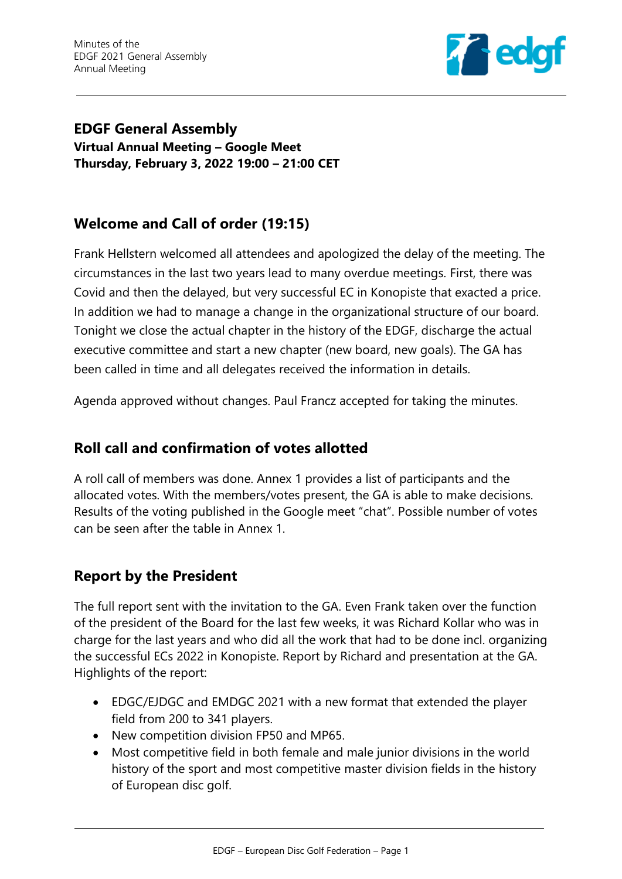# EDGF General Assembly

**Virtual Annual Meeting – Google Meet**
**Thursday, February 3, 2022 19:00 – 21:00 CET**

## Welcome and Call of order (19:15)

Frank Hellstern welcomed all attendees and apologized the delay of the meeting. The circumstances in the last two years lead to many overdue meetings. First, there was Covid and then the delayed, but very successful EC in Konopiste that exacted a price. In addition we had to manage a change in the organizational structure of our board. Tonight we close the actual chapter in the history of the EDGF, discharge the actual executive committee and start a new chapter (new board, new goals). The GA has been called in time and all delegates received the information in details.

Agenda approved without changes. Paul Francz accepted for taking the minutes.

## Roll call and confirmation of votes allotted

A roll call of members was done. Annex 1 provides a list of participants and the allocated votes. With the members/votes present, the GA is able to make decisions. Results of the voting published in the Google meet "chat". Possible number of votes can be seen after the table in Annex 1.

## Report by the President

The full report sent with the invitation to the GA. Even Frank taken over the function of the president of the Board for the last few weeks, it was Richard Kollar who was in charge for the last years and who did all the work that had to be done incl. organizing the successful ECs 2022 in Konopiste. Report by Richard and presentation at the GA. Highlights of the report:

- EDGC/EJDGC and EMDGC 2021 with a new format that extended the player field from 200 to 341 players.
- New competition division FP50 and MP65.
- Most competitive field in both female and male junior divisions in the world history of the sport and most competitive master division fields in the history of European disc golf.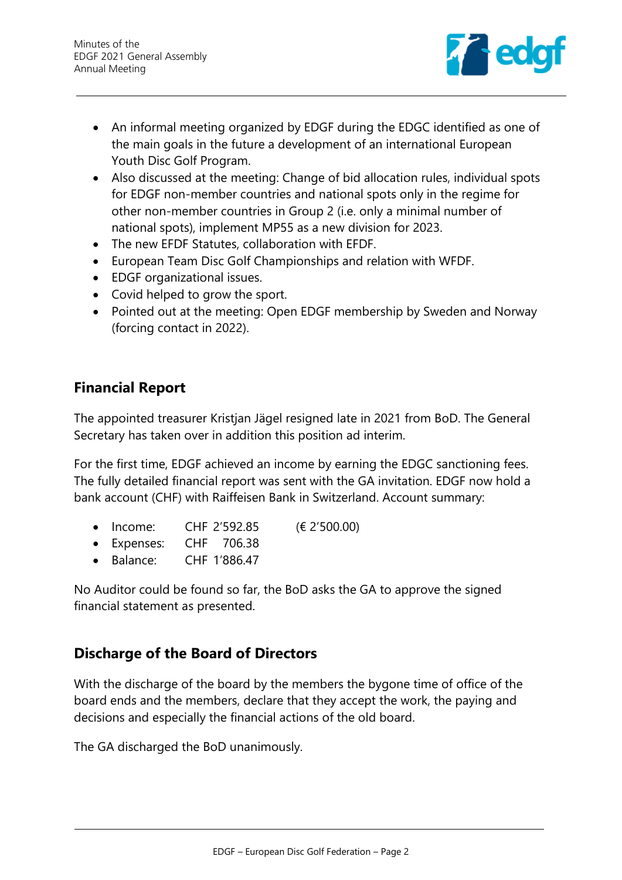- An informal meeting organized by EDGF during the EDGC identified as one of the main goals in the future a development of an international European Youth Disc Golf Program.
- Also discussed at the meeting: Change of bid allocation rules, individual spots for EDGF non-member countries and national spots only in the regime for other non-member countries in Group 2 (i.e. only a minimal number of national spots), implement MP55 as a new division for 2023.
- The new EFDF Statutes, collaboration with EFDF.
- European Team Disc Golf Championships and relation with WFDF.
- EDGF organizational issues.
- Covid helped to grow the sport.
- Pointed out at the meeting: Open EDGF membership by Sweden and Norway (forcing contact in 2022).

## Financial Report

The appointed treasurer Kristjan Jägel resigned late in 2021 from BoD. The General Secretary has taken over in addition this position ad interim.

For the first time, EDGF achieved an income by earning the EDGC sanctioning fees. The fully detailed financial report was sent with the GA invitation. EDGF now hold a bank account (CHF) with Raiffeisen Bank in Switzerland. Account summary:

- Income: CHF 2'592.85 (€ 2'500.00)
- Expenses: CHF 706.38
- Balance: CHF 1'886.47

No Auditor could be found so far, the BoD asks the GA to approve the signed financial statement as presented.

## Discharge of the Board of Directors

With the discharge of the board by the members the bygone time of office of the board ends and the members, declare that they accept the work, the paying and decisions and especially the financial actions of the old board.

The GA discharged the BoD unanimously.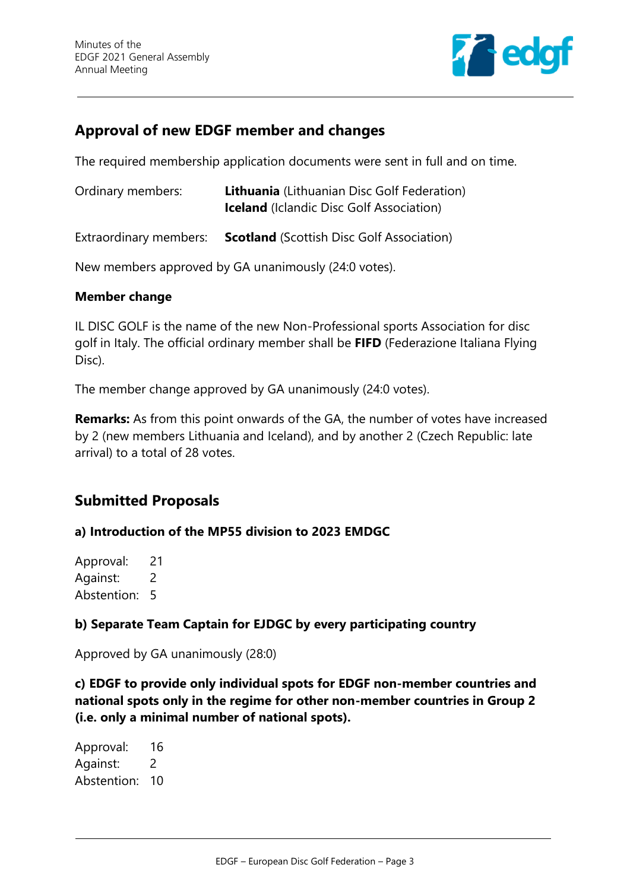## Approval of new EDGF member and changes

The required membership application documents were sent in full and on time.

Ordinary members: **Lithuania** (Lithuanian Disc Golf Federation)
**Iceland** (Iclandic Disc Golf Association)

Extraordinary members: **Scotland** (Scottish Disc Golf Association)

New members approved by GA unanimously (24:0 votes).

**Member change**

IL DISC GOLF is the name of the new Non-Professional sports Association for disc golf in Italy. The official ordinary member shall be **FIFD** (Federazione Italiana Flying Disc).

The member change approved by GA unanimously (24:0 votes).

**Remarks:** As from this point onwards of the GA, the number of votes have increased by 2 (new members Lithuania and Iceland), and by another 2 (Czech Republic: late arrival) to a total of 28 votes.

## Submitted Proposals

**a) Introduction of the MP55 division to 2023 EMDGC**

Approval: 21
Against: 2
Abstention: 5

**b) Separate Team Captain for EJDGC by every participating country**

Approved by GA unanimously (28:0)

**c) EDGF to provide only individual spots for EDGF non-member countries and national spots only in the regime for other non-member countries in Group 2 (i.e. only a minimal number of national spots).**

Approval: 16
Against: 2
Abstention: 10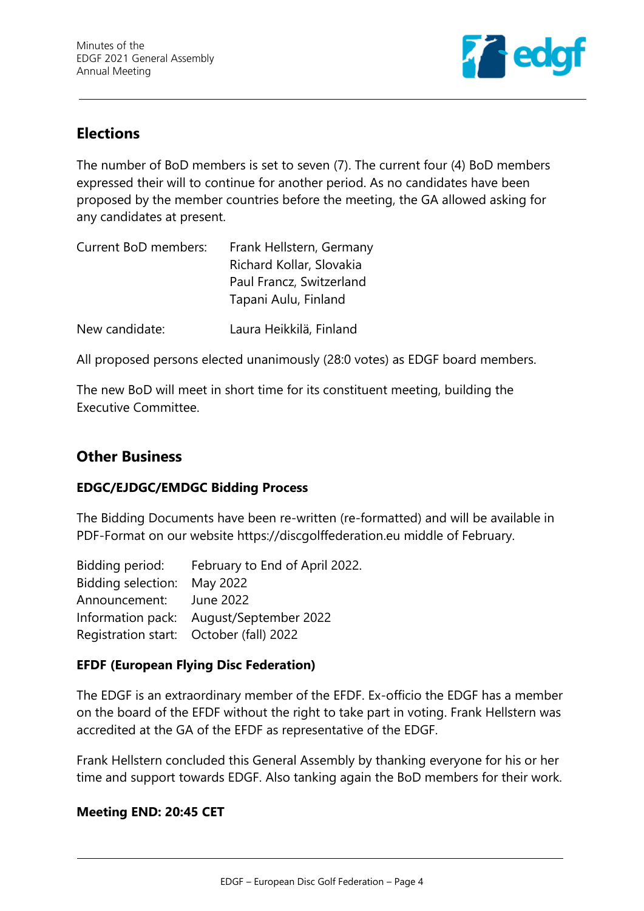## Elections

The number of BoD members is set to seven (7). The current four (4) BoD members expressed their will to continue for another period. As no candidates have been proposed by the member countries before the meeting, the GA allowed asking for any candidates at present.

| | |
|---|---|
| Current BoD members: | Frank Hellstern, Germany<br>Richard Kollar, Slovakia<br>Paul Francz, Switzerland<br>Tapani Aulu, Finland |
| New candidate: | Laura Heikkilä, Finland |

All proposed persons elected unanimously (28:0 votes) as EDGF board members.

The new BoD will meet in short time for its constituent meeting, building the Executive Committee.

## Other Business

### EDGC/EJDGC/EMDGC Bidding Process

The Bidding Documents have been re-written (re-formatted) and will be available in PDF-Format on our website https://discgolffederation.eu middle of February.

| | |
|---|---|
| Bidding period: | February to End of April 2022. |
| Bidding selection: | May 2022 |
| Announcement: | June 2022 |
| Information pack: | August/September 2022 |
| Registration start: | October (fall) 2022 |

### EFDF (European Flying Disc Federation)

The EDGF is an extraordinary member of the EFDF. Ex-officio the EDGF has a member on the board of the EFDF without the right to take part in voting. Frank Hellstern was accredited at the GA of the EFDF as representative of the EDGF.

Frank Hellstern concluded this General Assembly by thanking everyone for his or her time and support towards EDGF. Also tanking again the BoD members for their work.

**Meeting END: 20:45 CET**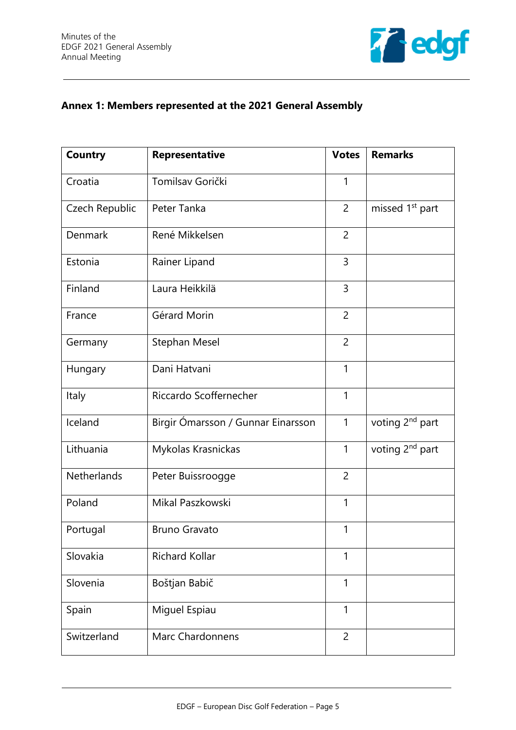## Annex 1: Members represented at the 2021 General Assembly

| Country | Representative | Votes | Remarks |
|---|---|---|---|
| Croatia | Tomilsav Gorički | 1 | |
| Czech Republic | Peter Tanka | 2 | missed 1st part |
| Denmark | René Mikkelsen | 2 | |
| Estonia | Rainer Lipand | 3 | |
| Finland | Laura Heikkilä | 3 | |
| France | Gérard Morin | 2 | |
| Germany | Stephan Mesel | 2 | |
| Hungary | Dani Hatvani | 1 | |
| Italy | Riccardo Scoffernecher | 1 | |
| Iceland | Birgir Ómarsson / Gunnar Einarsson | 1 | voting 2nd part |
| Lithuania | Mykolas Krasnickas | 1 | voting 2nd part |
| Netherlands | Peter Buissroogge | 2 | |
| Poland | Mikal Paszkowski | 1 | |
| Portugal | Bruno Gravato | 1 | |
| Slovakia | Richard Kollar | 1 | |
| Slovenia | Boštjan Babič | 1 | |
| Spain | Miguel Espiau | 1 | |
| Switzerland | Marc Chardonnens | 2 | |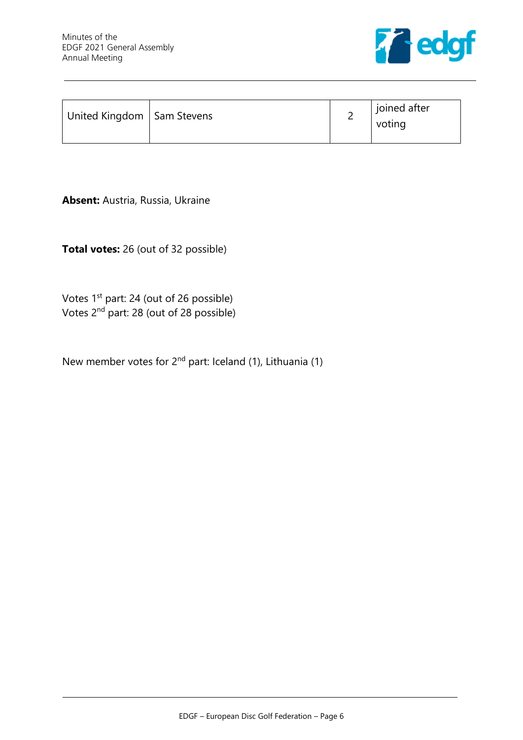| | | | |
|---|---|---|---|
| United Kingdom | Sam Stevens | 2 | joined after voting |

**Absent:** Austria, Russia, Ukraine

**Total votes:** 26 (out of 32 possible)

Votes 1st part: 24 (out of 26 possible)
Votes 2nd part: 28 (out of 28 possible)

New member votes for 2nd part: Iceland (1), Lithuania (1)